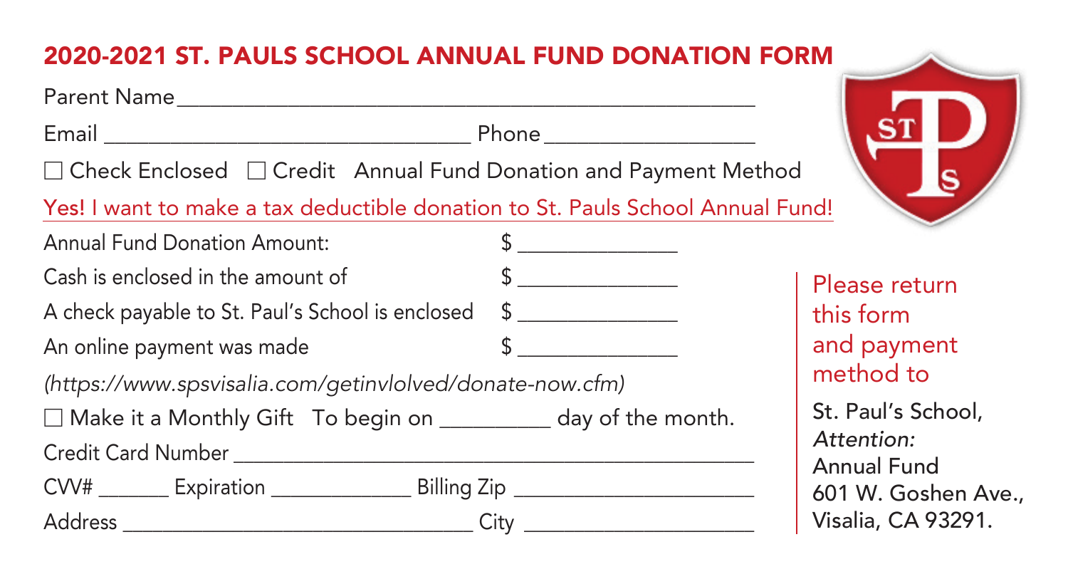# 2020-2021 ST. PAULS SCHOOL ANNUAL FUND DONATION FORM

Parent Name \_\_\_\_\_\_\_\_\_\_\_\_\_\_\_\_\_\_\_\_\_\_\_\_\_\_\_\_\_\_\_\_\_\_\_\_\_\_\_\_

Email \_\_\_\_\_\_\_\_\_\_\_\_\_\_\_\_\_\_\_\_\_\_\_\_\_\_\_\_ Phone \_\_\_\_\_\_\_\_\_\_\_\_\_\_\_\_

☐ Check Enclosed ☐ Credit Annual Fund Donation and Payment Method

Yes! I want to make a tax deductible donation to St. Pauls School Annual Fund!

Annual Fund Donation Amount: $ \_\_\_\_\_\_\_\_\_\_\_\_

Cash is enclosed in the amount of $ \_\_\_\_\_\_\_\_\_\_\_\_

A check payable to St. Paul's School is enclosed $ \_\_\_\_\_\_\_\_\_\_\_\_

An online payment was made $ \_\_\_\_\_\_\_\_\_\_\_\_

*(https://www.spsvisalia.com/getinvlolved/donate-now.cfm)*

☐ Make it a Monthly Gift To begin on \_\_\_\_\_\_\_\_ day of the month.

Credit Card Number \_\_\_\_\_\_\_\_\_\_\_\_\_\_\_\_\_\_\_\_\_\_\_\_\_\_\_\_\_\_\_\_\_\_\_\_\_\_\_\_

CVV# \_\_\_\_\_ Expiration \_\_\_\_\_\_\_\_\_\_ Billing Zip \_\_\_\_\_\_\_\_\_\_\_\_\_\_\_\_\_\_

Address \_\_\_\_\_\_\_\_\_\_\_\_\_\_\_\_\_\_\_\_\_\_\_\_\_\_\_\_ City \_\_\_\_\_\_\_\_\_\_\_\_\_\_\_\_\_\_

Please return this form and payment method to

St. Paul's School,
*Attention:*
Annual Fund
601 W. Goshen Ave.,
Visalia, CA 93291.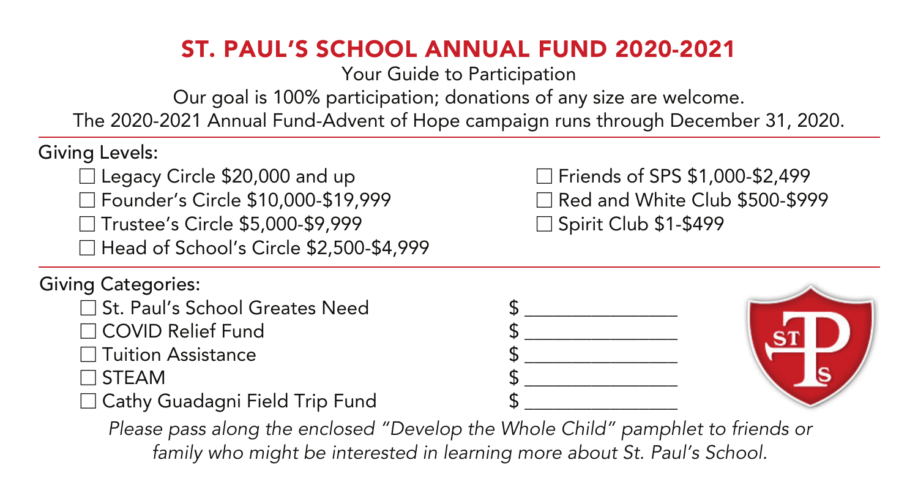# ST. PAUL'S SCHOOL ANNUAL FUND 2020-2021

Your Guide to Participation

Our goal is 100% participation; donations of any size are welcome.

The 2020-2021 Annual Fund-Advent of Hope campaign runs through December 31, 2020.

---

Giving Levels:

- ☐ Legacy Circle $20,000 and up
- ☐ Founder's Circle $10,000-$19,999
- ☐ Trustee's Circle $5,000-$9,999
- ☐ Head of School's Circle $2,500-$4,999
- ☐ Friends of SPS $1,000-$2,499
- ☐ Red and White Club $500-$999
- ☐ Spirit Club $1-$499

---

Giving Categories:

- ☐ St. Paul's School Greates Need $ _______________
- ☐ COVID Relief Fund $ _______________
- ☐ Tuition Assistance $ _______________
- ☐ STEAM $ _______________
- ☐ Cathy Guadagni Field Trip Fund $ _______________

*Please pass along the enclosed "Develop the Whole Child" pamphlet to friends or family who might be interested in learning more about St. Paul's School.*